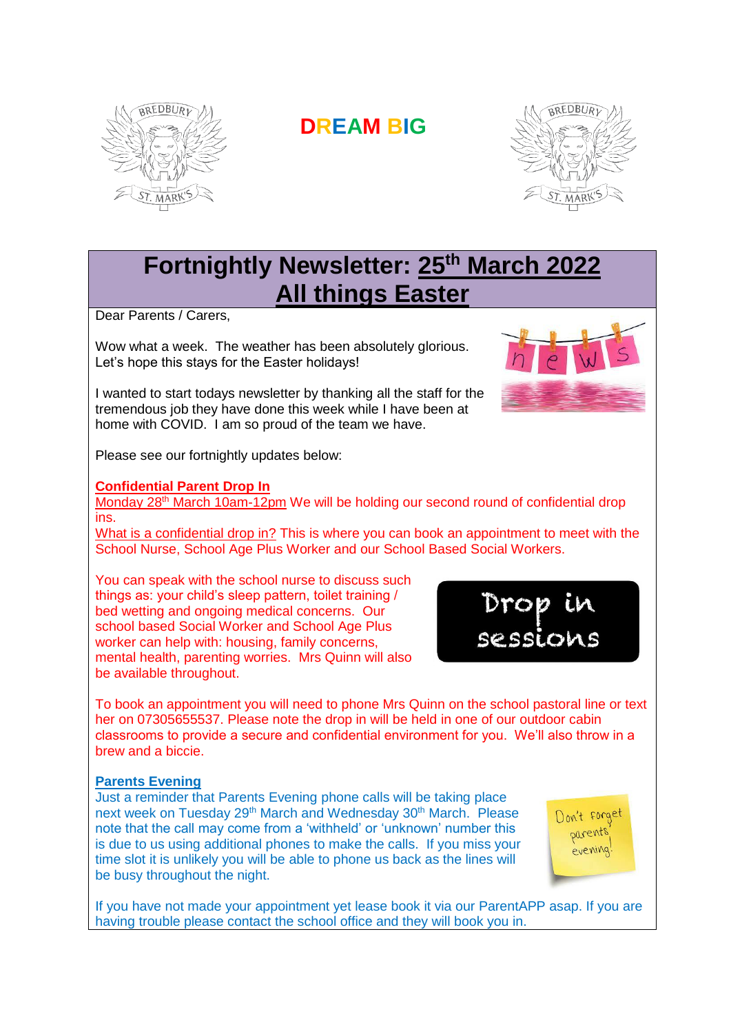DREAM BIG

# Fortnightly Newsletter: 25th March 2022
# All things Easter

Dear Parents / Carers,

Wow what a week. The weather has been absolutely glorious. Let's hope this stays for the Easter holidays!

I wanted to start todays newsletter by thanking all the staff for the tremendous job they have done this week while I have been at home with COVID. I am so proud of the team we have.

Please see our fortnightly updates below:

**Confidential Parent Drop In**

Monday 28th March 10am-12pm We will be holding our second round of confidential drop ins.

What is a confidential drop in? This is where you can book an appointment to meet with the School Nurse, School Age Plus Worker and our School Based Social Workers.

You can speak with the school nurse to discuss such things as: your child's sleep pattern, toilet training / bed wetting and ongoing medical concerns. Our school based Social Worker and School Age Plus worker can help with: housing, family concerns, mental health, parenting worries. Mrs Quinn will also be available throughout.

Drop in sessions

To book an appointment you will need to phone Mrs Quinn on the school pastoral line or text her on 07305655537. Please note the drop in will be held in one of our outdoor cabin classrooms to provide a secure and confidential environment for you. We'll also throw in a brew and a biccie.

**Parents Evening**

Just a reminder that Parents Evening phone calls will be taking place next week on Tuesday 29th March and Wednesday 30th March. Please note that the call may come from a 'withheld' or 'unknown' number this is due to us using additional phones to make the calls. If you miss your time slot it is unlikely you will be able to phone us back as the lines will be busy throughout the night.

Don't forget parents evening!

If you have not made your appointment yet lease book it via our ParentAPP asap. If you are having trouble please contact the school office and they will book you in.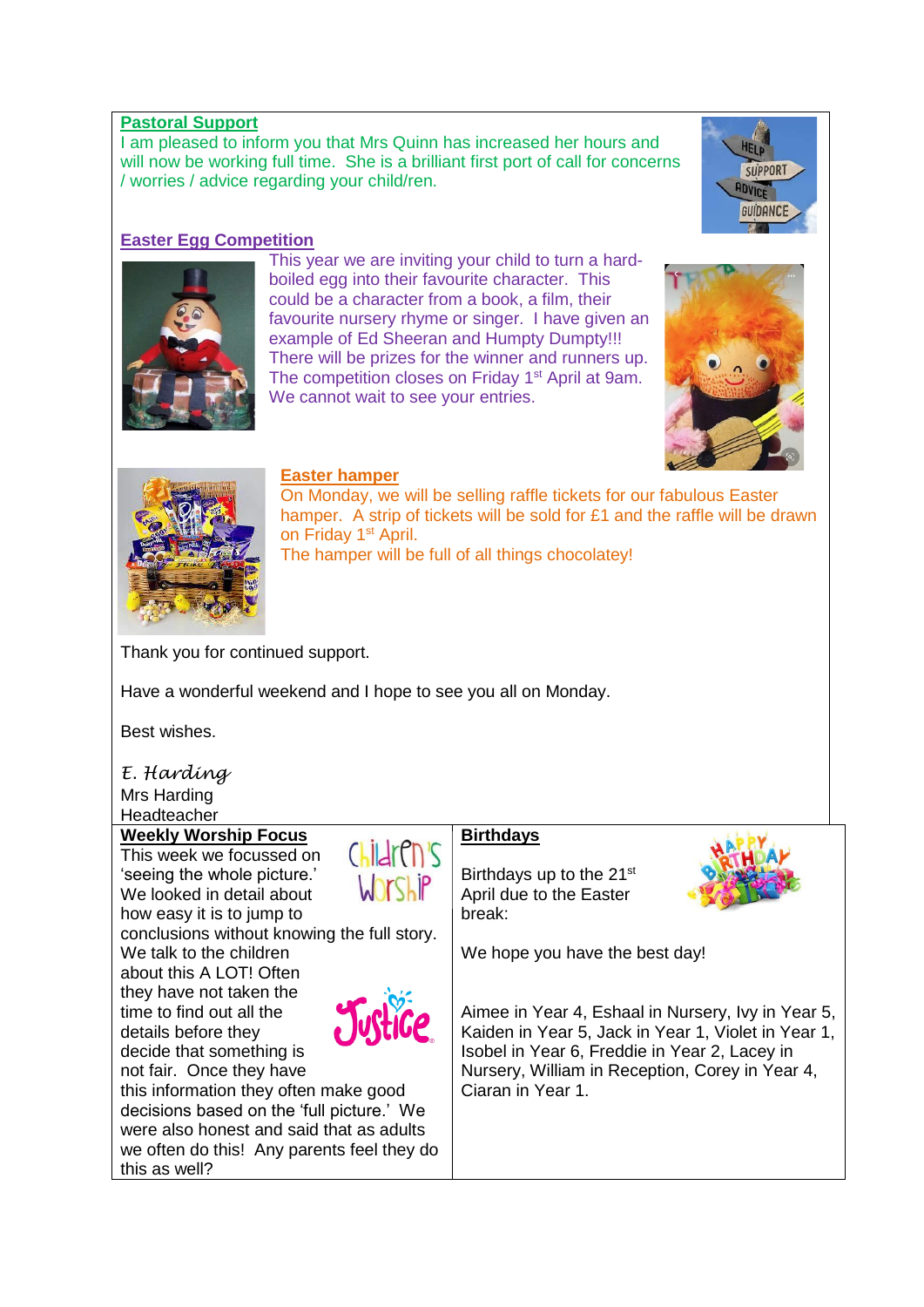## Pastoral Support

I am pleased to inform you that Mrs Quinn has increased her hours and will now be working full time. She is a brilliant first port of call for concerns / worries / advice regarding your child/ren.

## Easter Egg Competition

This year we are inviting your child to turn a hard-boiled egg into their favourite character. This could be a character from a book, a film, their favourite nursery rhyme or singer. I have given an example of Ed Sheeran and Humpty Dumpty!!! There will be prizes for the winner and runners up. The competition closes on Friday 1st April at 9am. We cannot wait to see your entries.

## Easter hamper

On Monday, we will be selling raffle tickets for our fabulous Easter hamper. A strip of tickets will be sold for £1 and the raffle will be drawn on Friday 1st April.

The hamper will be full of all things chocolatey!

Thank you for continued support.

Have a wonderful weekend and I hope to see you all on Monday.

Best wishes.

*E. Harding*

Mrs Harding
Headteacher

## Weekly Worship Focus

This week we focussed on 'seeing the whole picture.' We looked in detail about how easy it is to jump to conclusions without knowing the full story. We talk to the children about this A LOT! Often they have not taken the time to find out all the details before they decide that something is not fair. Once they have this information they often make good decisions based on the 'full picture.' We were also honest and said that as adults we often do this! Any parents feel they do this as well?

## Birthdays

Birthdays up to the 21st April due to the Easter break:

We hope you have the best day!

Aimee in Year 4, Eshaal in Nursery, Ivy in Year 5, Kaiden in Year 5, Jack in Year 1, Violet in Year 1, Isobel in Year 6, Freddie in Year 2, Lacey in Nursery, William in Reception, Corey in Year 4, Ciaran in Year 1.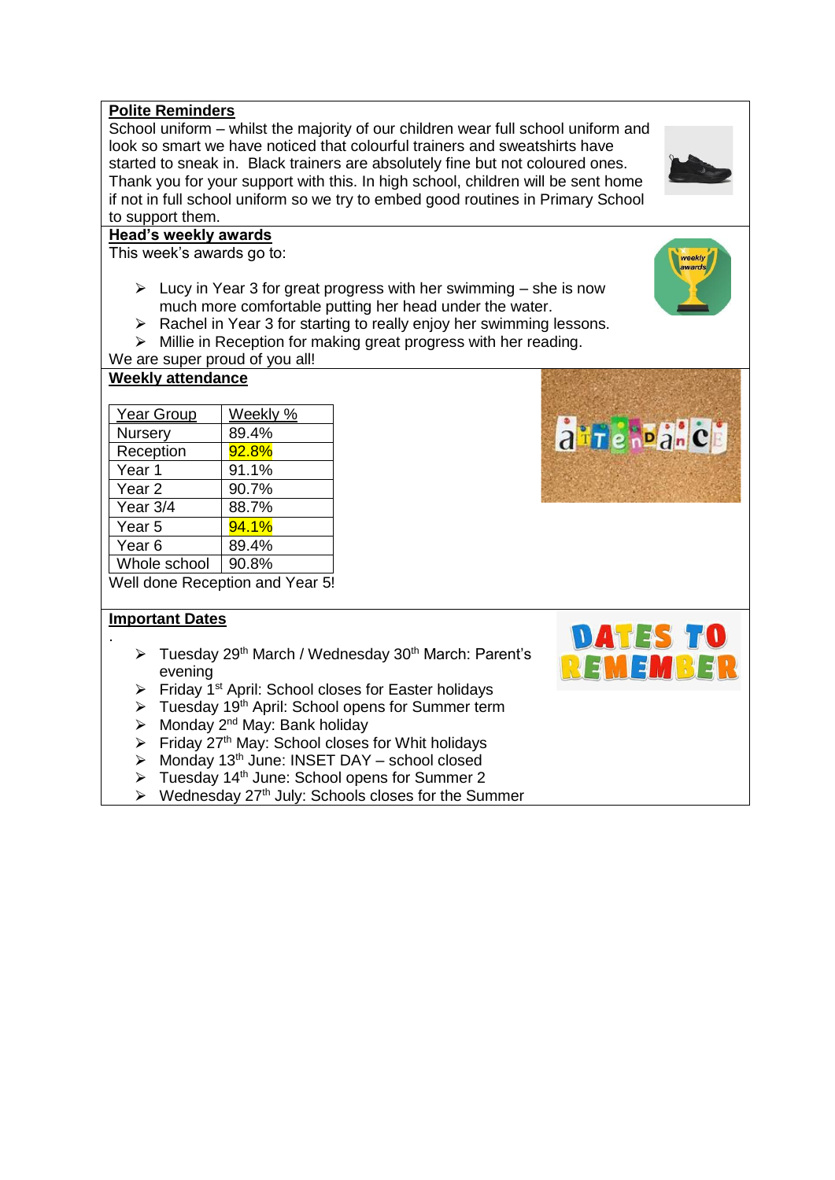## Polite Reminders

School uniform – whilst the majority of our children wear full school uniform and look so smart we have noticed that colourful trainers and sweatshirts have started to sneak in. Black trainers are absolutely fine but not coloured ones. Thank you for your support with this. In high school, children will be sent home if not in full school uniform so we try to embed good routines in Primary School to support them.

## Head's weekly awards

This week's awards go to:

- Lucy in Year 3 for great progress with her swimming – she is now much more comfortable putting her head under the water.
- Rachel in Year 3 for starting to really enjoy her swimming lessons.
- Millie in Reception for making great progress with her reading.

We are super proud of you all!

## Weekly attendance

| Year Group | Weekly % |
|---|---|
| Nursery | 89.4% |
| Reception | 92.8% |
| Year 1 | 91.1% |
| Year 2 | 90.7% |
| Year 3/4 | 88.7% |
| Year 5 | 94.1% |
| Year 6 | 89.4% |
| Whole school | 90.8% |

Well done Reception and Year 5!

## Important Dates

- Tuesday 29th March / Wednesday 30th March: Parent's evening
- Friday 1st April: School closes for Easter holidays
- Tuesday 19th April: School opens for Summer term
- Monday 2nd May: Bank holiday
- Friday 27th May: School closes for Whit holidays
- Monday 13th June: INSET DAY – school closed
- Tuesday 14th June: School opens for Summer 2
- Wednesday 27th July: Schools closes for the Summer